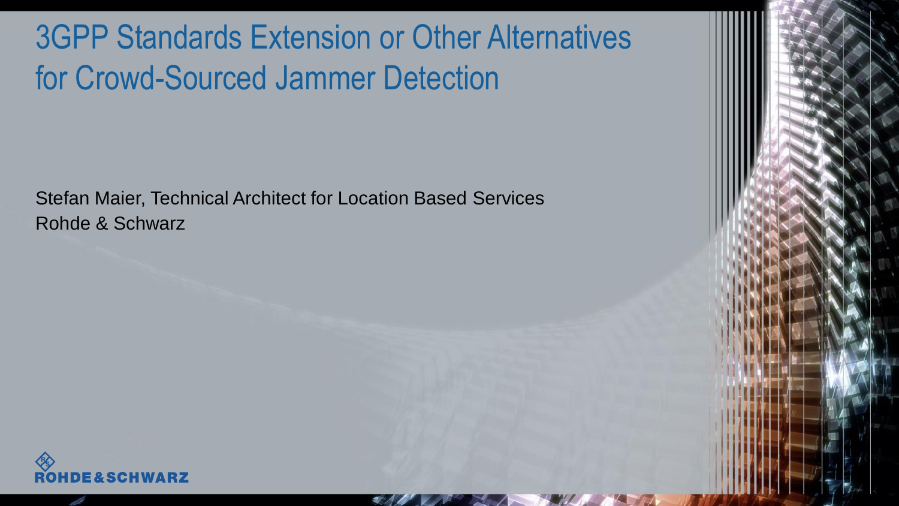# 3GPP Standards Extension or Other Alternatives for Crowd-Sourced Jammer Detection

Stefan Maier, Technical Architect for Location Based Services
Rohde & Schwarz

ROHDE&SCHWARZ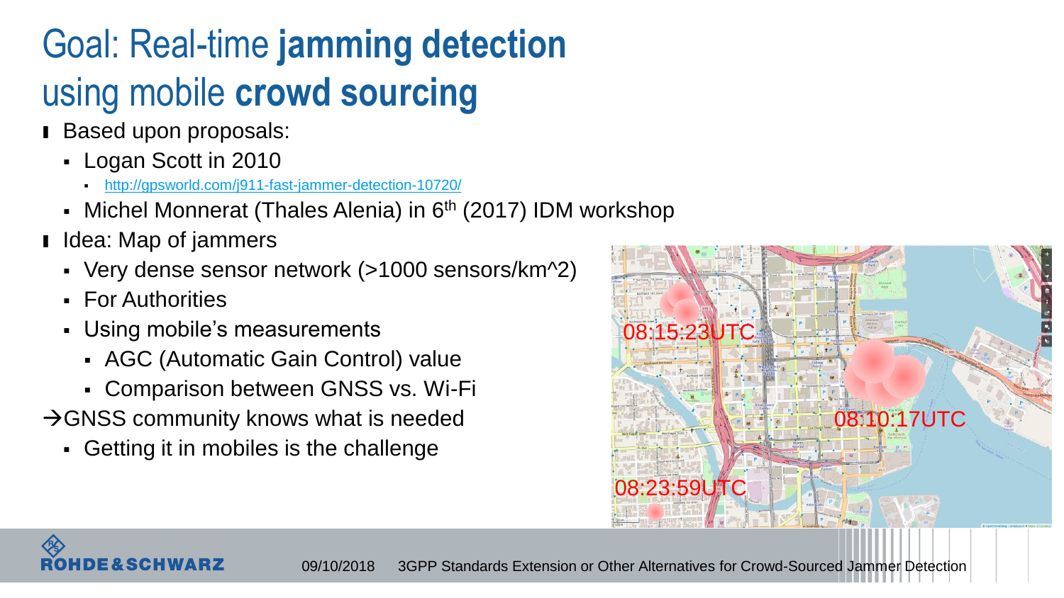# Goal: Real-time **jamming detection** using mobile **crowd sourcing**

- Based upon proposals:
  - Logan Scott in 2010
    - http://gpsworld.com/j911-fast-jammer-detection-10720/
  - Michel Monnerat (Thales Alenia) in 6th (2017) IDM workshop
- Idea: Map of jammers
  - Very dense sensor network (>1000 sensors/km^2)
  - For Authorities
  - Using mobile's measurements
    - AGC (Automatic Gain Control) value
    - Comparison between GNSS vs. Wi-Fi

→GNSS community knows what is needed

- Getting it in mobiles is the challenge

08:15:23UTC

08:10:17UTC

08:23:59UTC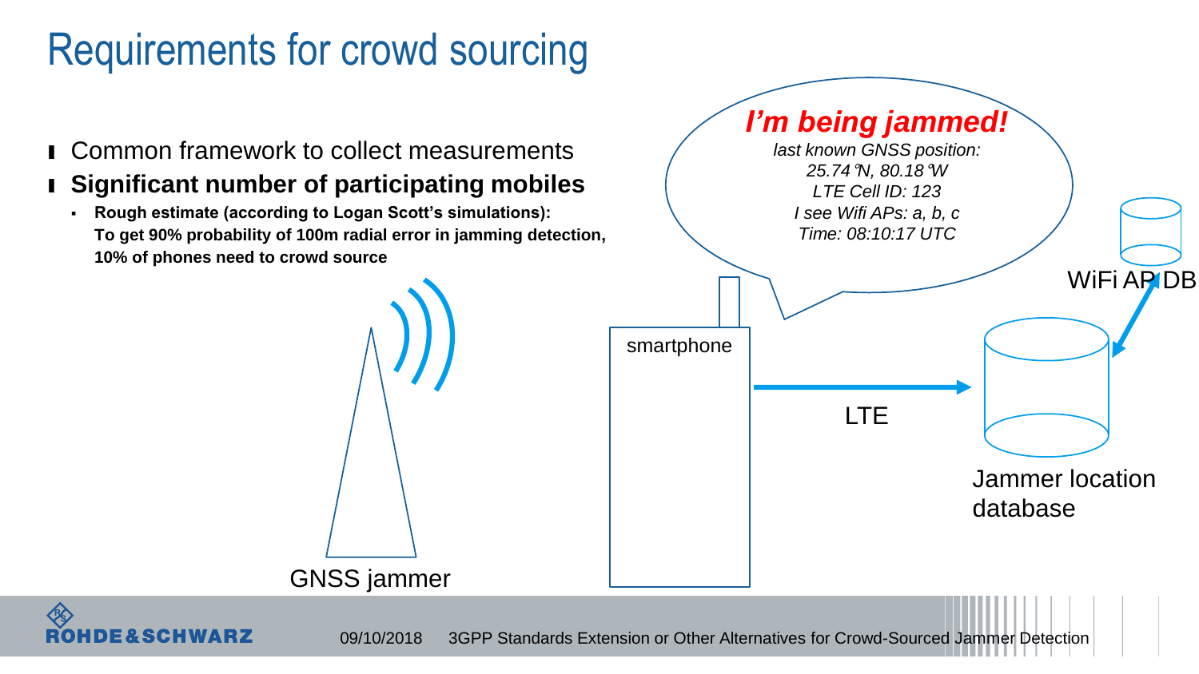# Requirements for crowd sourcing

- Common framework to collect measurements
- **Significant number of participating mobiles**
  - **Rough estimate (according to Logan Scott's simulations): To get 90% probability of 100m radial error in jamming detection, 10% of phones need to crowd source**

***I'm being jammed!***

*last known GNSS position:*
*25.74°N, 80.18°W*
*LTE Cell ID: 123*
*I see Wifi APs: a, b, c*
*Time: 08:10:17 UTC*

GNSS jammer

smartphone

LTE

WiFi AP DB

Jammer location database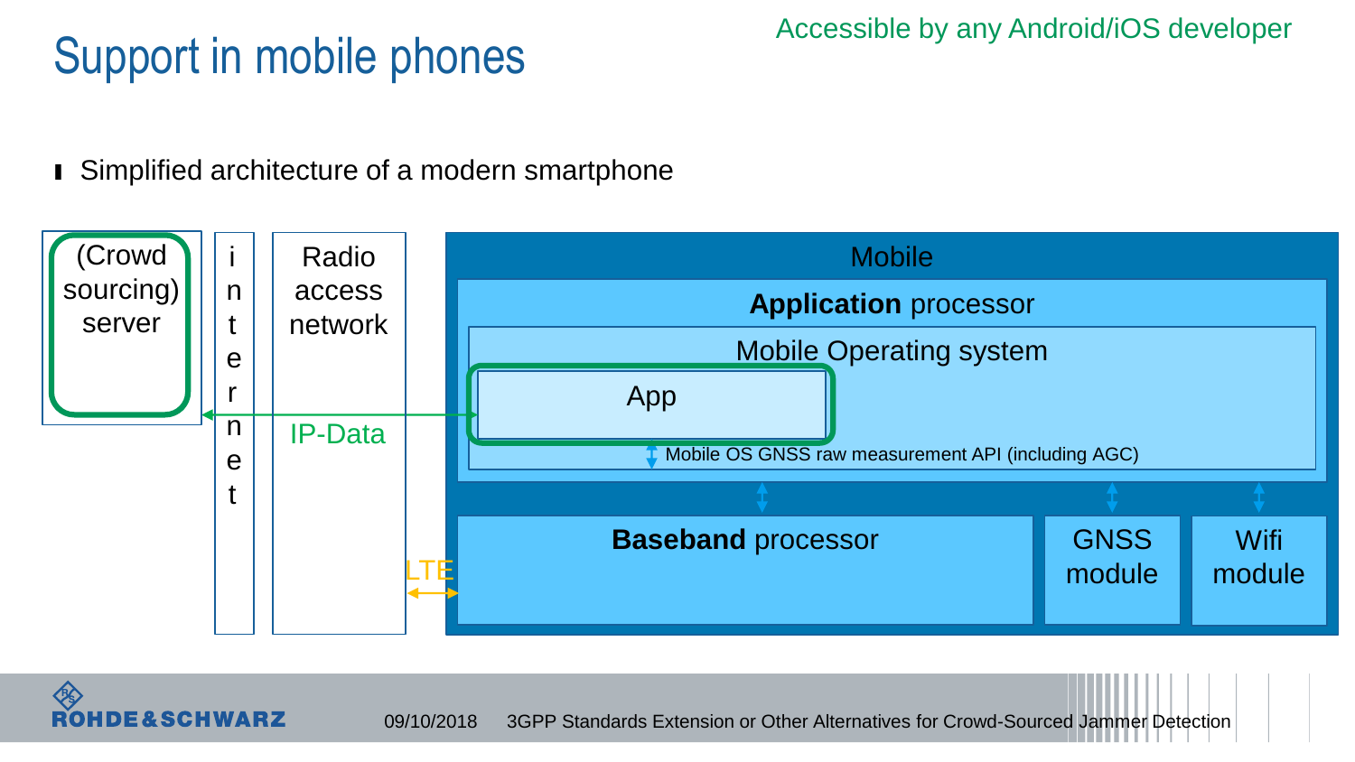# Support in mobile phones

Accessible by any Android/iOS developer

- Simplified architecture of a modern smartphone

(Crowd sourcing) server

internet

Radio access network

IP-Data

LTE

Mobile

**Application** processor

Mobile Operating system

App

Mobile OS GNSS raw measurement API (including AGC)

**Baseband** processor

GNSS module

Wifi module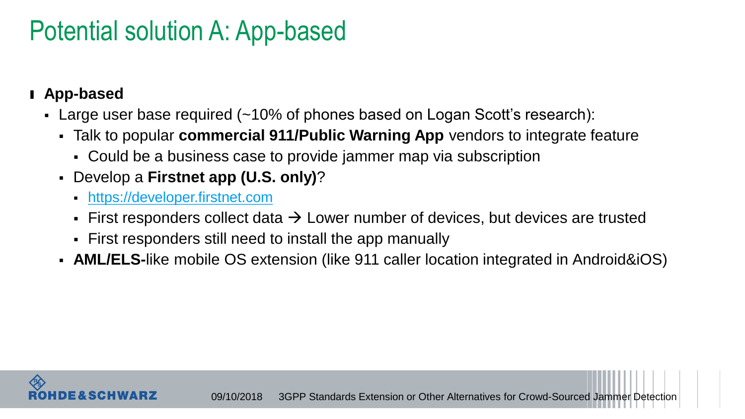# Potential solution A: App-based

- **App-based**
  - Large user base required (~10% of phones based on Logan Scott's research):
    - Talk to popular **commercial 911/Public Warning App** vendors to integrate feature
      - Could be a business case to provide jammer map via subscription
    - Develop a **Firstnet app (U.S. only)**?
      - https://developer.firstnet.com
      - First responders collect data → Lower number of devices, but devices are trusted
      - First responders still need to install the app manually
    - **AML/ELS-**like mobile OS extension (like 911 caller location integrated in Android&iOS)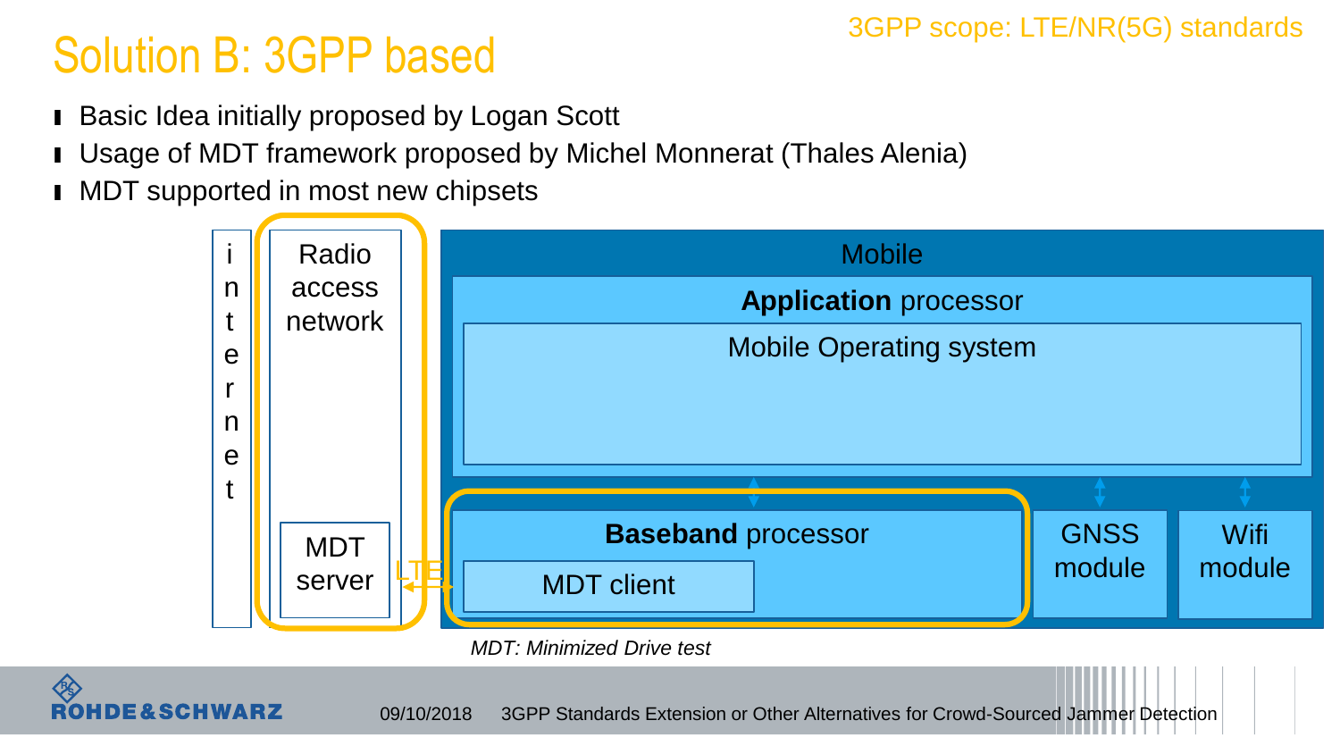# Solution B: 3GPP based

3GPP scope: LTE/NR(5G) standards

- Basic Idea initially proposed by Logan Scott
- Usage of MDT framework proposed by Michel Monnerat (Thales Alenia)
- MDT supported in most new chipsets

internet

Radio access network

MDT server

LTE

Mobile

**Application** processor

Mobile Operating system

**Baseband** processor

MDT client

GNSS module

Wifi module

*MDT: Minimized Drive test*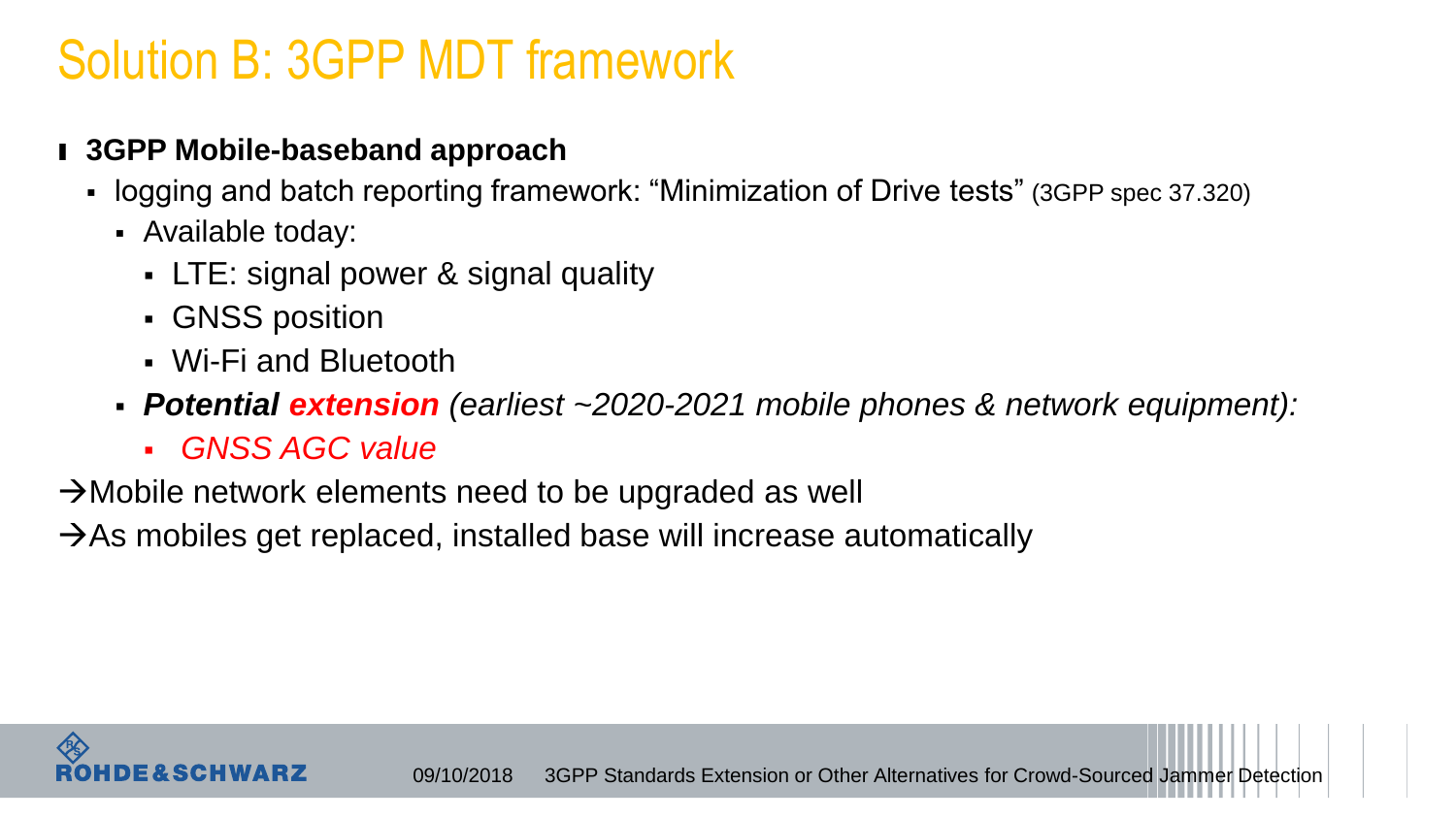# Solution B: 3GPP MDT framework

- **3GPP Mobile-baseband approach**
  - logging and batch reporting framework: “Minimization of Drive tests” (3GPP spec 37.320)
    - Available today:
      - LTE: signal power & signal quality
      - GNSS position
      - Wi-Fi and Bluetooth
    - ***Potential extension*** *(earliest ~2020-2021 mobile phones & network equipment):*
      - *GNSS AGC value*

→Mobile network elements need to be upgraded as well

→As mobiles get replaced, installed base will increase automatically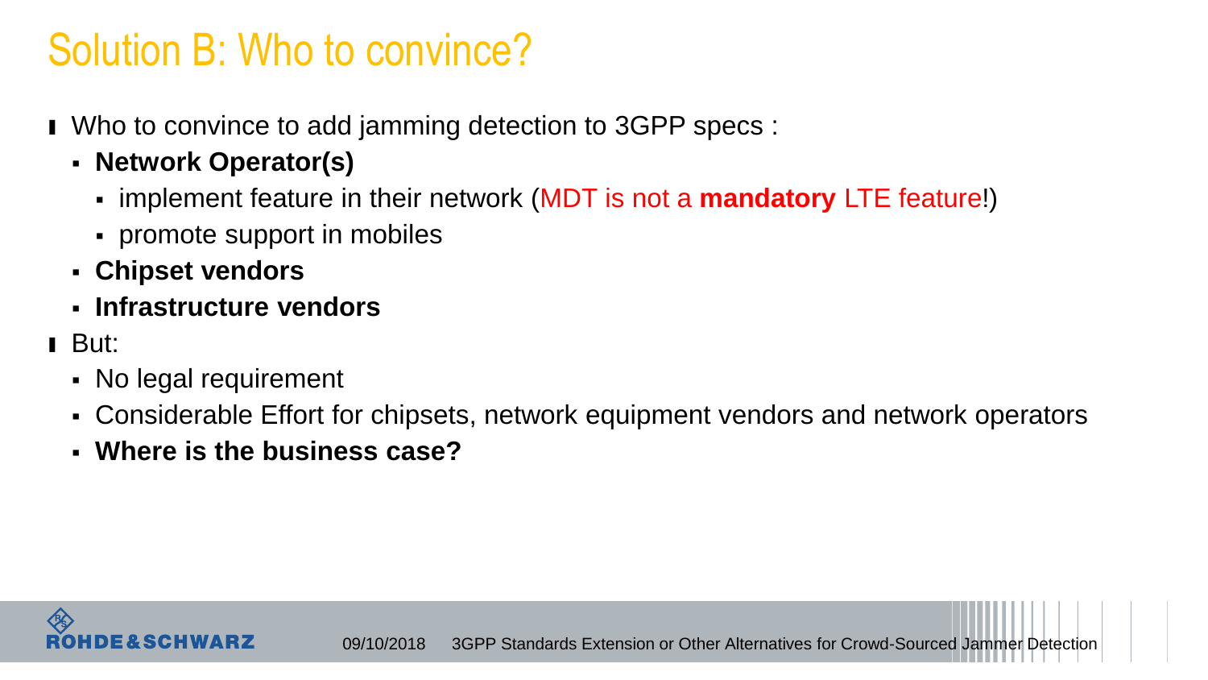# Solution B: Who to convince?

- Who to convince to add jamming detection to 3GPP specs :
  - **Network Operator(s)**
    - implement feature in their network (MDT is not a **mandatory** LTE feature!)
    - promote support in mobiles
  - **Chipset vendors**
  - **Infrastructure vendors**
- But:
  - No legal requirement
  - Considerable Effort for chipsets, network equipment vendors and network operators
  - **Where is the business case?**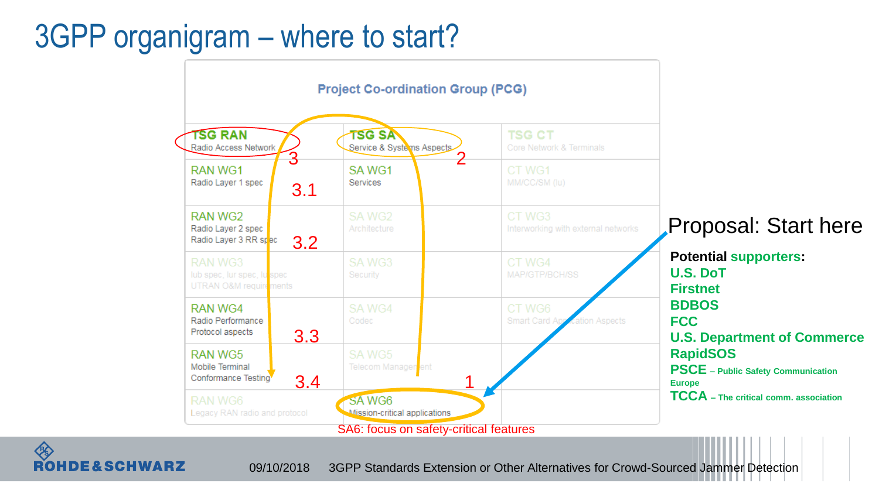# 3GPP organigram – where to start?

**Project Co-ordination Group (PCG)**

| TSG RAN (3) Radio Access Network | TSG SA (2) Service & Systems Aspects | TSG CT Core Network & Terminals |
|---|---|---|
| RAN WG1 Radio Layer 1 spec (3.1) | SA WG1 Services | CT WG1 MM/CC/SM (Iu) |
| RAN WG2 Radio Layer 2 spec Radio Layer 3 RR spec (3.2) | SA WG2 Architecture | CT WG3 Interworking with external networks |
| RAN WG3 Iub spec, Iur spec, Iu spec UTRAN O&M requirements | SA WG3 Security | CT WG4 MAP/GTP/BCH/SS |
| RAN WG4 Radio Performance Protocol aspects (3.3) | SA WG4 Codec | CT WG6 Smart Card Application Aspects |
| RAN WG5 Mobile Terminal Conformance Testing (3.4) | SA WG5 Telecom Management | |
| RAN WG6 Legacy RAN radio and protocol | SA WG6 Mission-critical applications (1) | |

SA6: focus on safety-critical features

Proposal: Start here

**Potential supporters:**

- **U.S. DoT**
- **Firstnet**
- **BDBOS**
- **FCC**
- **U.S. Department of Commerce**
- **RapidSOS**
- **PSCE** – Public Safety Communication Europe
- **TCCA** – The critical comm. association

09/10/2018 3GPP Standards Extension or Other Alternatives for Crowd-Sourced Jammer Detection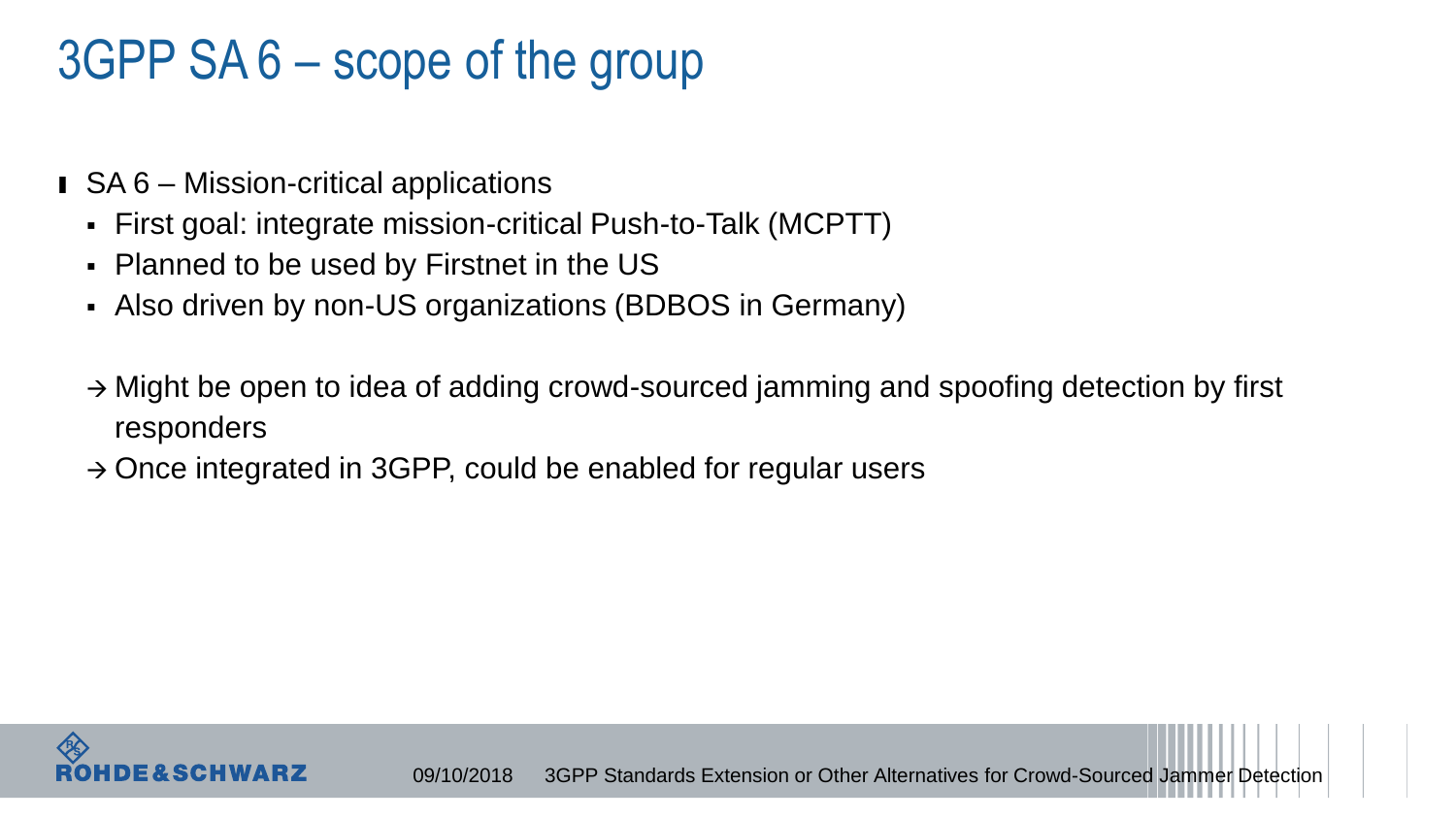# 3GPP SA 6 – scope of the group

- SA 6 – Mission-critical applications
  - First goal: integrate mission-critical Push-to-Talk (MCPTT)
  - Planned to be used by Firstnet in the US
  - Also driven by non-US organizations (BDBOS in Germany)

  → Might be open to idea of adding crowd-sourced jamming and spoofing detection by first responders

  → Once integrated in 3GPP, could be enabled for regular users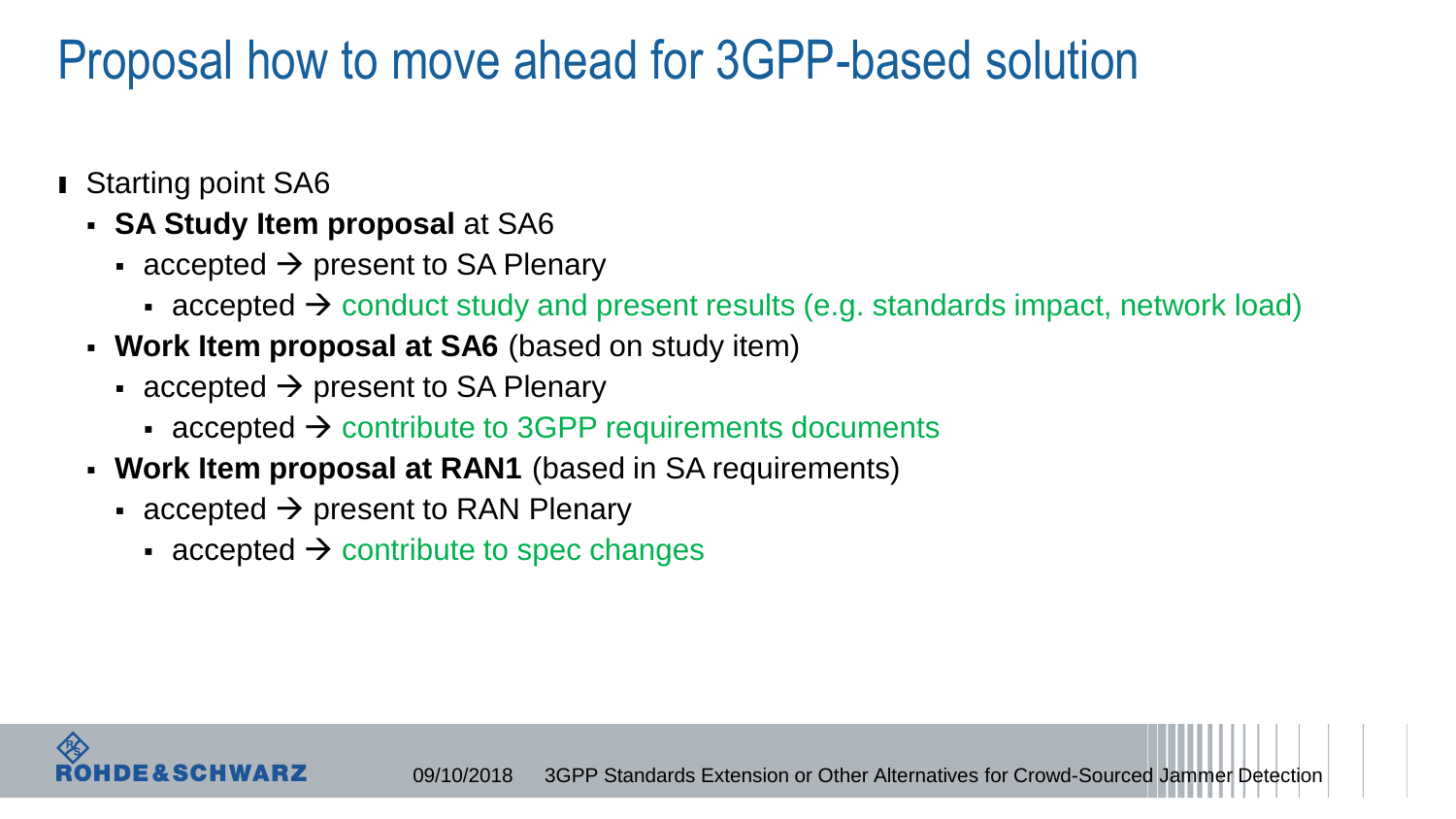# Proposal how to move ahead for 3GPP-based solution

- Starting point SA6
  - **SA Study Item proposal** at SA6
    - accepted → present to SA Plenary
      - accepted → conduct study and present results (e.g. standards impact, network load)
  - **Work Item proposal at SA6** (based on study item)
    - accepted → present to SA Plenary
      - accepted → contribute to 3GPP requirements documents
  - **Work Item proposal at RAN1** (based in SA requirements)
    - accepted → present to RAN Plenary
      - accepted → contribute to spec changes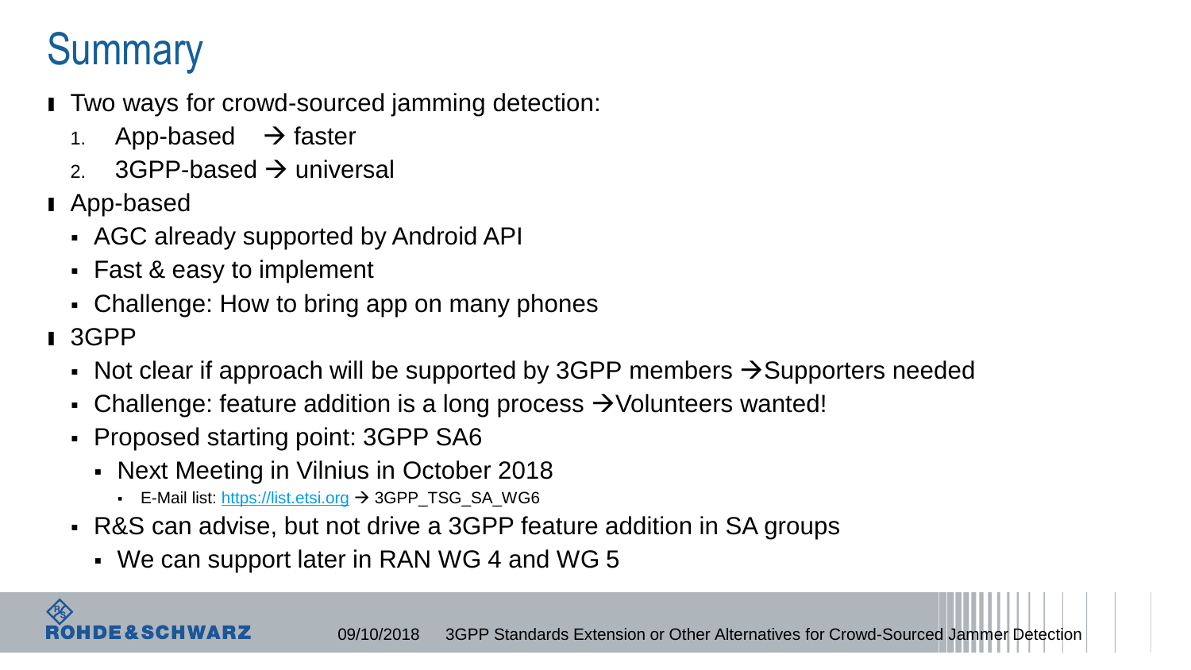# Summary

- Two ways for crowd-sourced jamming detection:
  1. App-based → faster
  2. 3GPP-based → universal
- App-based
  - AGC already supported by Android API
  - Fast & easy to implement
  - Challenge: How to bring app on many phones
- 3GPP
  - Not clear if approach will be supported by 3GPP members →Supporters needed
  - Challenge: feature addition is a long process →Volunteers wanted!
  - Proposed starting point: 3GPP SA6
    - Next Meeting in Vilnius in October 2018
      - E-Mail list: [https://list.etsi.org](https://list.etsi.org) → 3GPP_TSG_SA_WG6
  - R&S can advise, but not drive a 3GPP feature addition in SA groups
    - We can support later in RAN WG 4 and WG 5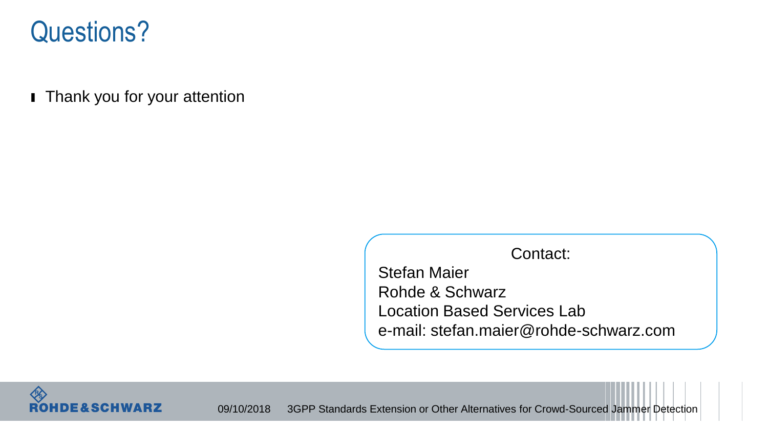# Questions?

- Thank you for your attention

Contact:

Stefan Maier
Rohde & Schwarz
Location Based Services Lab
e-mail: stefan.maier@rohde-schwarz.com